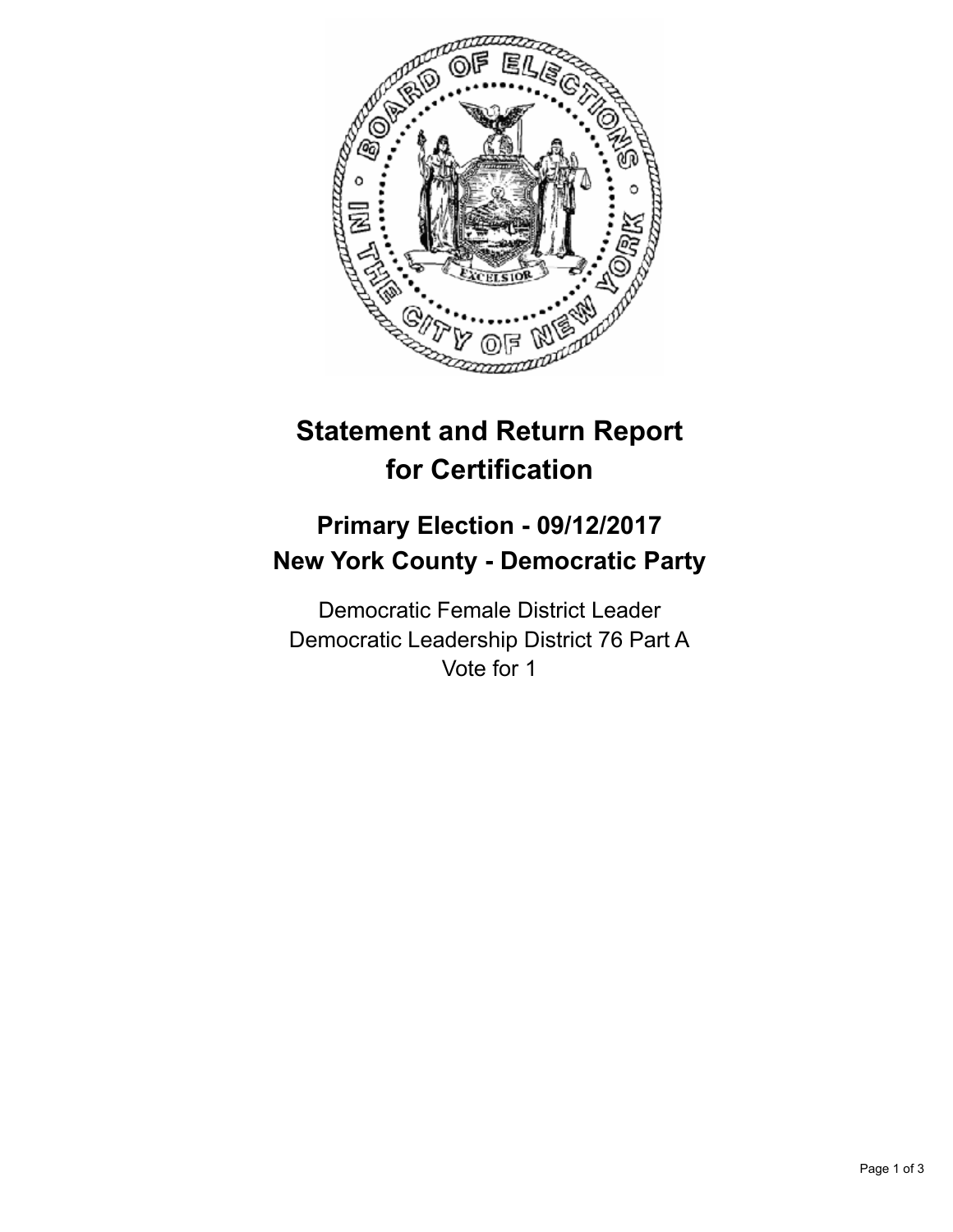# Statement and Return Report for Certification

## Primary Election - 09/12/2017
## New York County - Democratic Party

Democratic Female District Leader
Democratic Leadership District 76 Part A
Vote for 1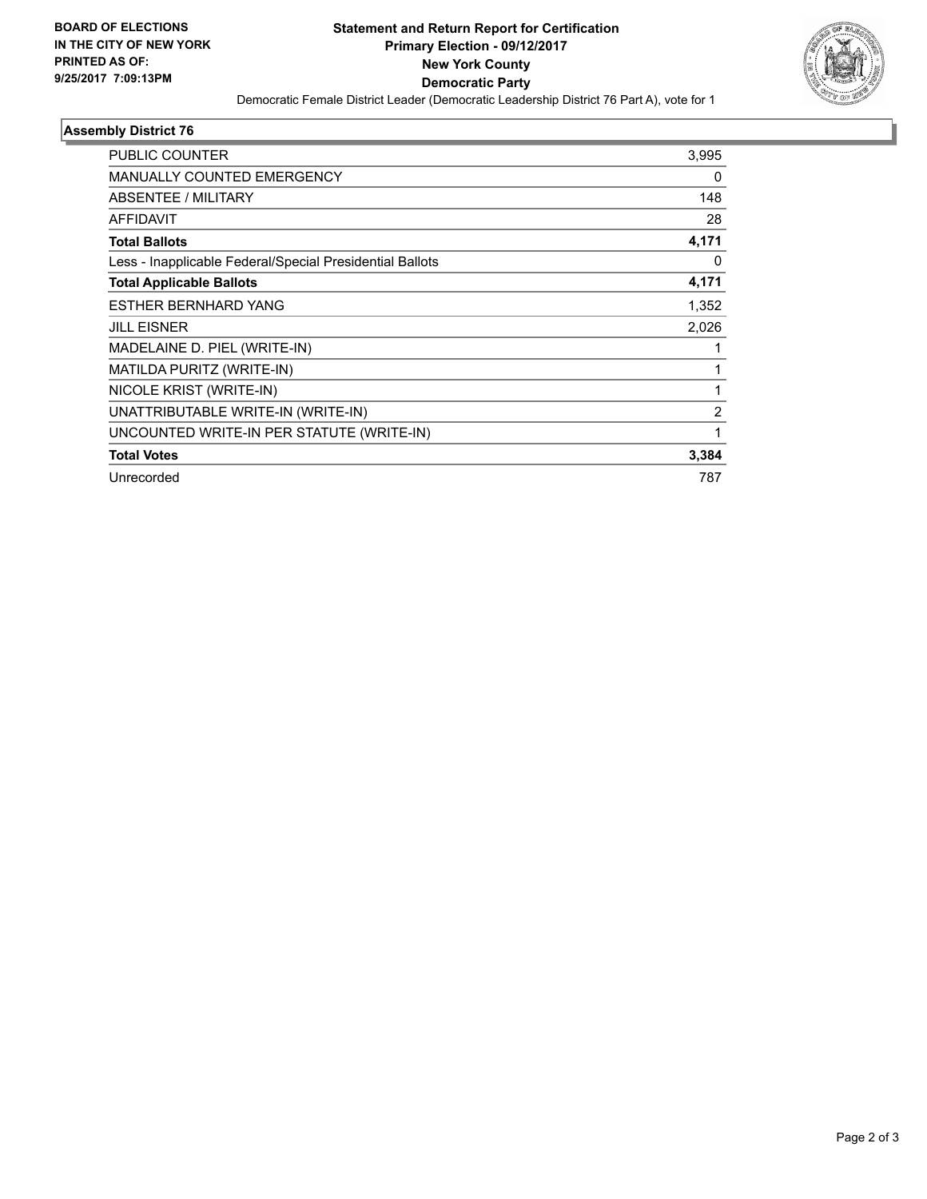BOARD OF ELECTIONS
IN THE CITY OF NEW YORK
PRINTED AS OF:
9/25/2017 7:09:13PM

# Statement and Return Report for Certification
## Primary Election - 09/12/2017
## New York County
## Democratic Party

Democratic Female District Leader (Democratic Leadership District 76 Part A), vote for 1

### Assembly District 76

| | |
|---|---|
| PUBLIC COUNTER | 3,995 |
| MANUALLY COUNTED EMERGENCY | 0 |
| ABSENTEE / MILITARY | 148 |
| AFFIDAVIT | 28 |
| **Total Ballots** | **4,171** |
| Less - Inapplicable Federal/Special Presidential Ballots | 0 |
| **Total Applicable Ballots** | **4,171** |
| ESTHER BERNHARD YANG | 1,352 |
| JILL EISNER | 2,026 |
| MADELAINE D. PIEL (WRITE-IN) | 1 |
| MATILDA PURITZ (WRITE-IN) | 1 |
| NICOLE KRIST (WRITE-IN) | 1 |
| UNATTRIBUTABLE WRITE-IN (WRITE-IN) | 2 |
| UNCOUNTED WRITE-IN PER STATUTE (WRITE-IN) | 1 |
| **Total Votes** | **3,384** |
| Unrecorded | 787 |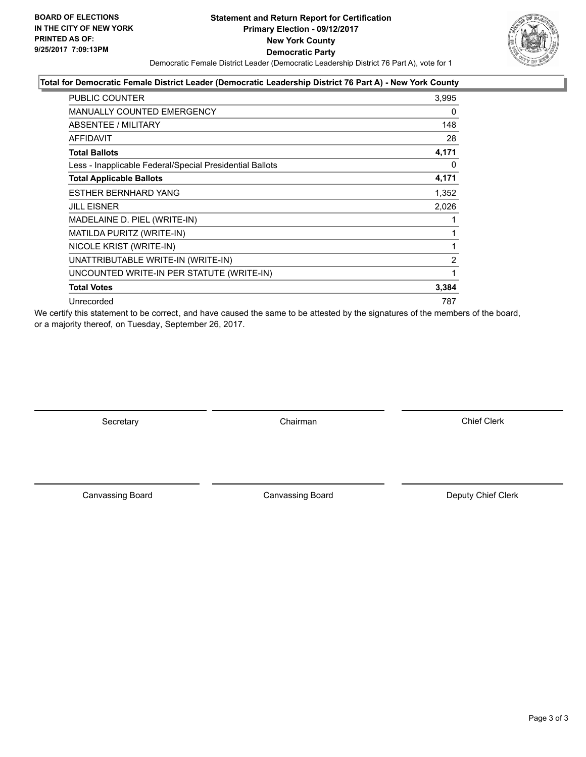**BOARD OF ELECTIONS IN THE CITY OF NEW YORK PRINTED AS OF: 9/25/2017 7:09:13PM**

# Statement and Return Report for Certification
## Primary Election - 09/12/2017
## New York County
## Democratic Party

Democratic Female District Leader (Democratic Leadership District 76 Part A), vote for 1

### Total for Democratic Female District Leader (Democratic Leadership District 76 Part A) - New York County

| | |
|---|---|
| PUBLIC COUNTER | 3,995 |
| MANUALLY COUNTED EMERGENCY | 0 |
| ABSENTEE / MILITARY | 148 |
| AFFIDAVIT | 28 |
| **Total Ballots** | **4,171** |
| Less - Inapplicable Federal/Special Presidential Ballots | 0 |
| **Total Applicable Ballots** | **4,171** |
| ESTHER BERNHARD YANG | 1,352 |
| JILL EISNER | 2,026 |
| MADELAINE D. PIEL (WRITE-IN) | 1 |
| MATILDA PURITZ (WRITE-IN) | 1 |
| NICOLE KRIST (WRITE-IN) | 1 |
| UNATTRIBUTABLE WRITE-IN (WRITE-IN) | 2 |
| UNCOUNTED WRITE-IN PER STATUTE (WRITE-IN) | 1 |
| **Total Votes** | **3,384** |
| Unrecorded | 787 |

We certify this statement to be correct, and have caused the same to be attested by the signatures of the members of the board, or a majority thereof, on Tuesday, September 26, 2017.

Secretary

Chairman

Chief Clerk

Canvassing Board

Canvassing Board

Deputy Chief Clerk